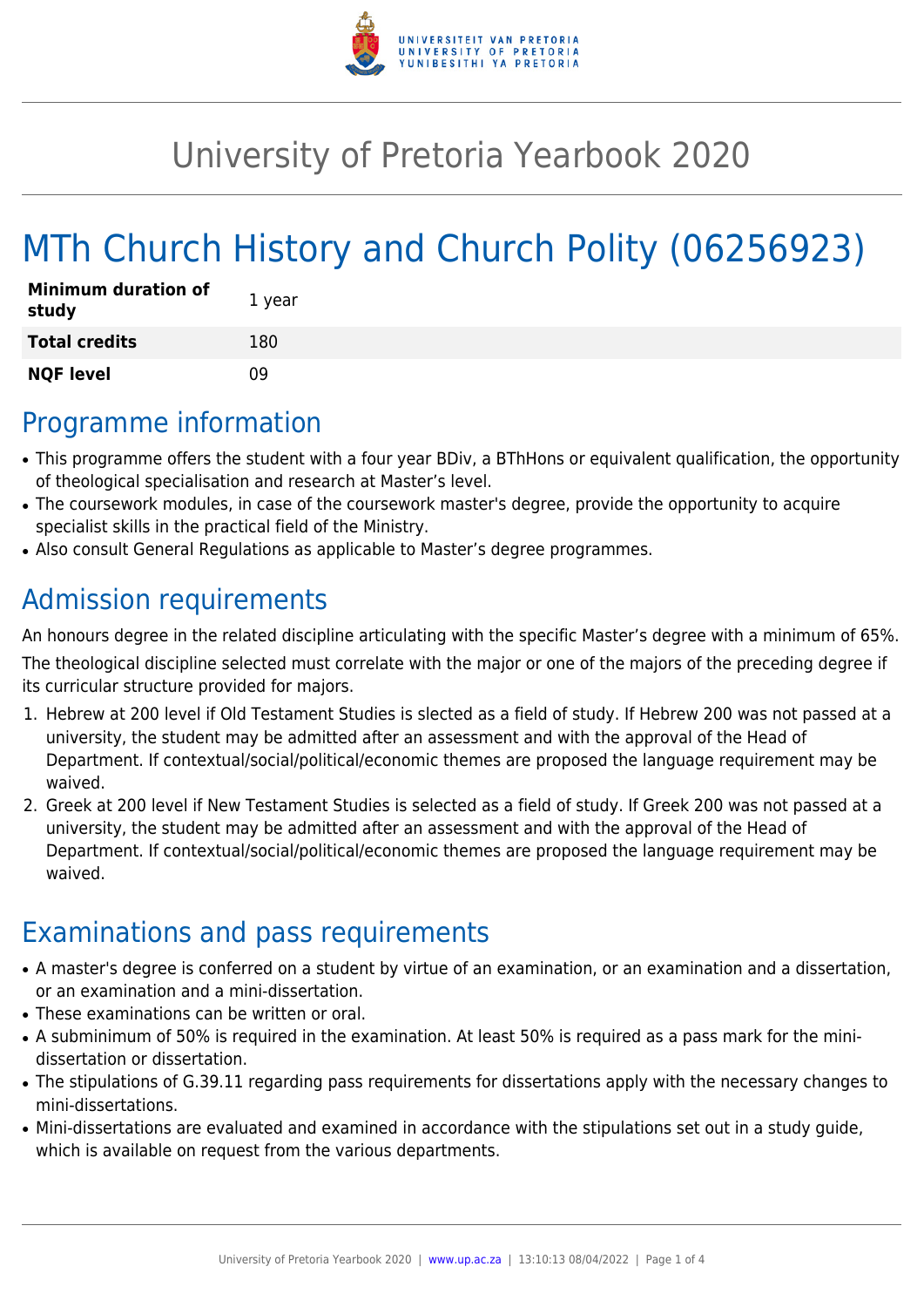# University of Pretoria Yearbook 2020

# MTh Church History and Church Polity (06256923)

| | |
|---|---|
| **Minimum duration of study** | 1 year |
| **Total credits** | 180 |
| **NQF level** | 09 |

## Programme information

- This programme offers the student with a four year BDiv, a BThHons or equivalent qualification, the opportunity of theological specialisation and research at Master's level.
- The coursework modules, in case of the coursework master's degree, provide the opportunity to acquire specialist skills in the practical field of the Ministry.
- Also consult General Regulations as applicable to Master's degree programmes.

## Admission requirements

An honours degree in the related discipline articulating with the specific Master's degree with a minimum of 65%.

The theological discipline selected must correlate with the major or one of the majors of the preceding degree if its curricular structure provided for majors.

1. Hebrew at 200 level if Old Testament Studies is slected as a field of study. If Hebrew 200 was not passed at a university, the student may be admitted after an assessment and with the approval of the Head of Department. If contextual/social/political/economic themes are proposed the language requirement may be waived.
2. Greek at 200 level if New Testament Studies is selected as a field of study. If Greek 200 was not passed at a university, the student may be admitted after an assessment and with the approval of the Head of Department. If contextual/social/political/economic themes are proposed the language requirement may be waived.

## Examinations and pass requirements

- A master's degree is conferred on a student by virtue of an examination, or an examination and a dissertation, or an examination and a mini-dissertation.
- These examinations can be written or oral.
- A subminimum of 50% is required in the examination. At least 50% is required as a pass mark for the mini-dissertation or dissertation.
- The stipulations of G.39.11 regarding pass requirements for dissertations apply with the necessary changes to mini-dissertations.
- Mini-dissertations are evaluated and examined in accordance with the stipulations set out in a study guide, which is available on request from the various departments.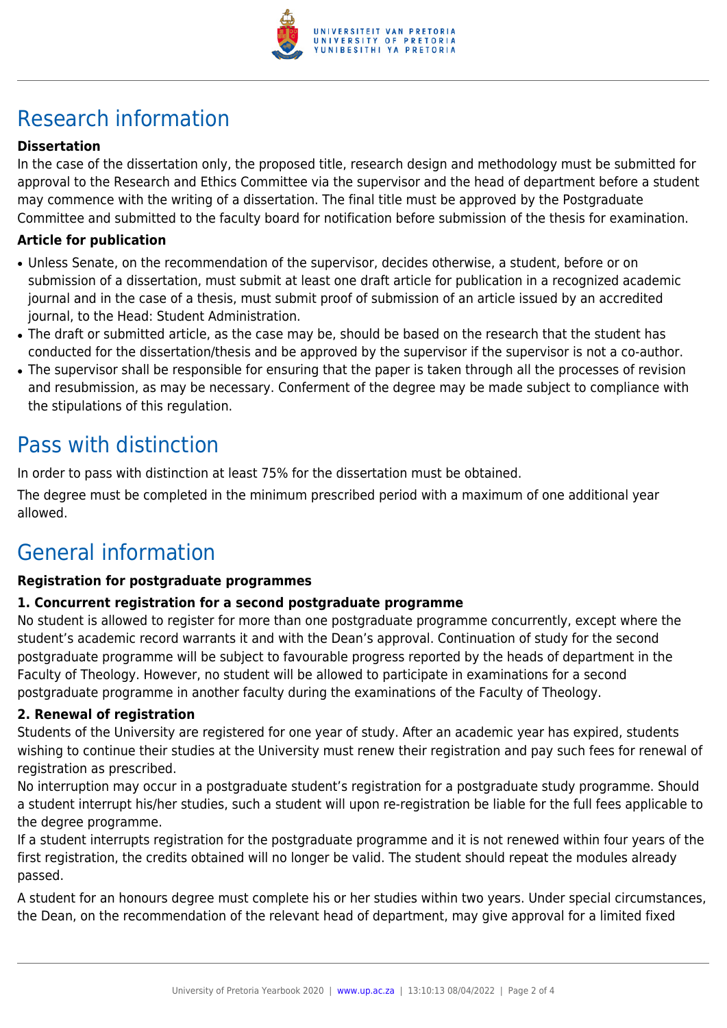# Research information

**Dissertation**

In the case of the dissertation only, the proposed title, research design and methodology must be submitted for approval to the Research and Ethics Committee via the supervisor and the head of department before a student may commence with the writing of a dissertation. The final title must be approved by the Postgraduate Committee and submitted to the faculty board for notification before submission of the thesis for examination.

**Article for publication**

- Unless Senate, on the recommendation of the supervisor, decides otherwise, a student, before or on submission of a dissertation, must submit at least one draft article for publication in a recognized academic journal and in the case of a thesis, must submit proof of submission of an article issued by an accredited journal, to the Head: Student Administration.
- The draft or submitted article, as the case may be, should be based on the research that the student has conducted for the dissertation/thesis and be approved by the supervisor if the supervisor is not a co-author.
- The supervisor shall be responsible for ensuring that the paper is taken through all the processes of revision and resubmission, as may be necessary. Conferment of the degree may be made subject to compliance with the stipulations of this regulation.

# Pass with distinction

In order to pass with distinction at least 75% for the dissertation must be obtained.

The degree must be completed in the minimum prescribed period with a maximum of one additional year allowed.

# General information

**Registration for postgraduate programmes**

**1. Concurrent registration for a second postgraduate programme**

No student is allowed to register for more than one postgraduate programme concurrently, except where the student's academic record warrants it and with the Dean's approval. Continuation of study for the second postgraduate programme will be subject to favourable progress reported by the heads of department in the Faculty of Theology. However, no student will be allowed to participate in examinations for a second postgraduate programme in another faculty during the examinations of the Faculty of Theology.

**2. Renewal of registration**

Students of the University are registered for one year of study. After an academic year has expired, students wishing to continue their studies at the University must renew their registration and pay such fees for renewal of registration as prescribed.

No interruption may occur in a postgraduate student's registration for a postgraduate study programme. Should a student interrupt his/her studies, such a student will upon re-registration be liable for the full fees applicable to the degree programme.

If a student interrupts registration for the postgraduate programme and it is not renewed within four years of the first registration, the credits obtained will no longer be valid. The student should repeat the modules already passed.

A student for an honours degree must complete his or her studies within two years. Under special circumstances, the Dean, on the recommendation of the relevant head of department, may give approval for a limited fixed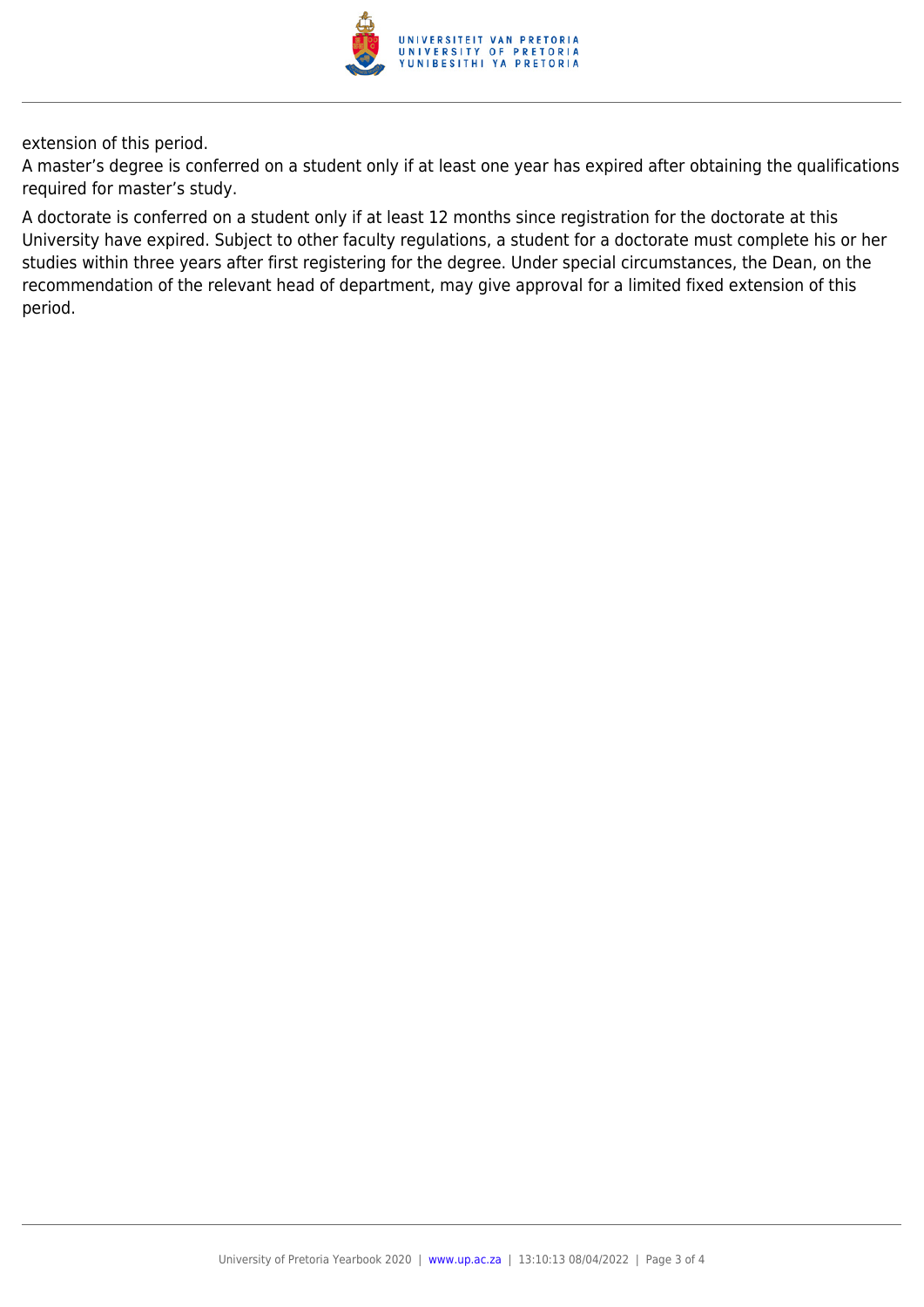extension of this period.
A master’s degree is conferred on a student only if at least one year has expired after obtaining the qualifications required for master’s study.

A doctorate is conferred on a student only if at least 12 months since registration for the doctorate at this University have expired. Subject to other faculty regulations, a student for a doctorate must complete his or her studies within three years after first registering for the degree. Under special circumstances, the Dean, on the recommendation of the relevant head of department, may give approval for a limited fixed extension of this period.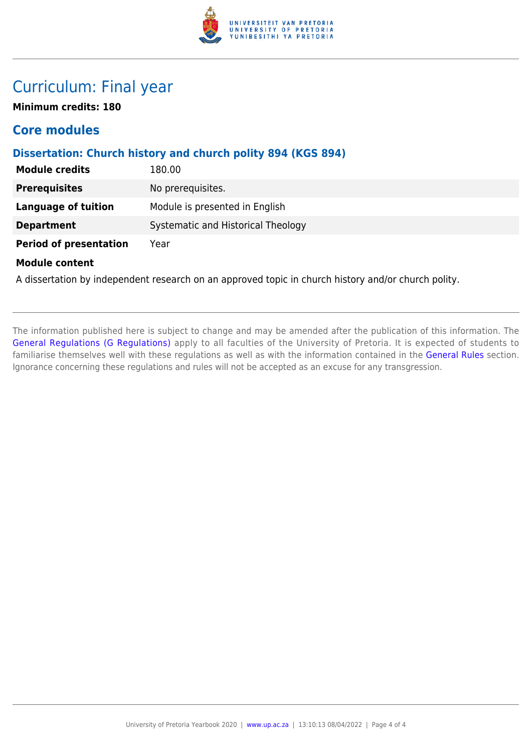# Curriculum: Final year

**Minimum credits: 180**

## Core modules

### Dissertation: Church history and church polity 894 (KGS 894)

| | |
|---|---|
| **Module credits** | 180.00 |
| **Prerequisites** | No prerequisites. |
| **Language of tuition** | Module is presented in English |
| **Department** | Systematic and Historical Theology |
| **Period of presentation** | Year |

**Module content**

A dissertation by independent research on an approved topic in church history and/or church polity.

The information published here is subject to change and may be amended after the publication of this information. The General Regulations (G Regulations) apply to all faculties of the University of Pretoria. It is expected of students to familiarise themselves well with these regulations as well as with the information contained in the General Rules section. Ignorance concerning these regulations and rules will not be accepted as an excuse for any transgression.